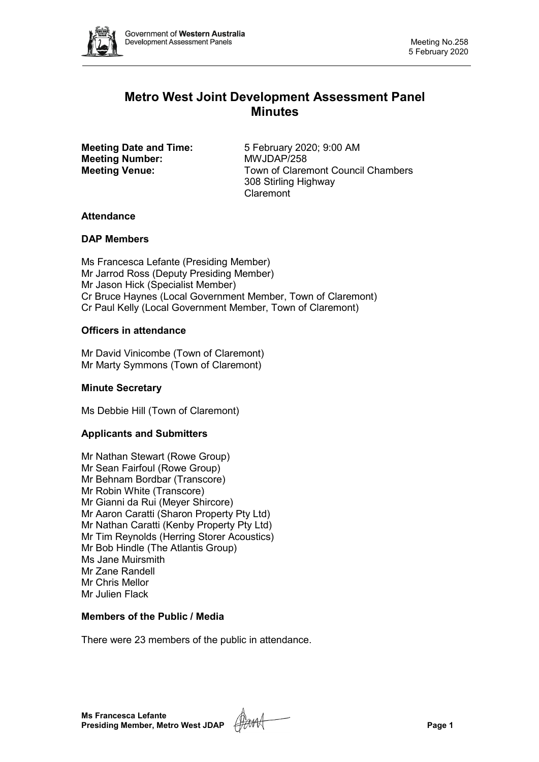# Metro West Joint Development Assessment Panel Minutes

**Meeting Date and Time:** 5 February 2020; 9:00 AM
**Meeting Number:** MWJDAP/258
**Meeting Venue:** Town of Claremont Council Chambers
308 Stirling Highway
Claremont

## Attendance

### DAP Members

Ms Francesca Lefante (Presiding Member)
Mr Jarrod Ross (Deputy Presiding Member)
Mr Jason Hick (Specialist Member)
Cr Bruce Haynes (Local Government Member, Town of Claremont)
Cr Paul Kelly (Local Government Member, Town of Claremont)

### Officers in attendance

Mr David Vinicombe (Town of Claremont)
Mr Marty Symmons (Town of Claremont)

### Minute Secretary

Ms Debbie Hill (Town of Claremont)

### Applicants and Submitters

Mr Nathan Stewart (Rowe Group)
Mr Sean Fairfoul (Rowe Group)
Mr Behnam Bordbar (Transcore)
Mr Robin White (Transcore)
Mr Gianni da Rui (Meyer Shircore)
Mr Aaron Caratti (Sharon Property Pty Ltd)
Mr Nathan Caratti (Kenby Property Pty Ltd)
Mr Tim Reynolds (Herring Storer Acoustics)
Mr Bob Hindle (The Atlantis Group)
Ms Jane Muirsmith
Mr Zane Randell
Mr Chris Mellor
Mr Julien Flack

### Members of the Public / Media

There were 23 members of the public in attendance.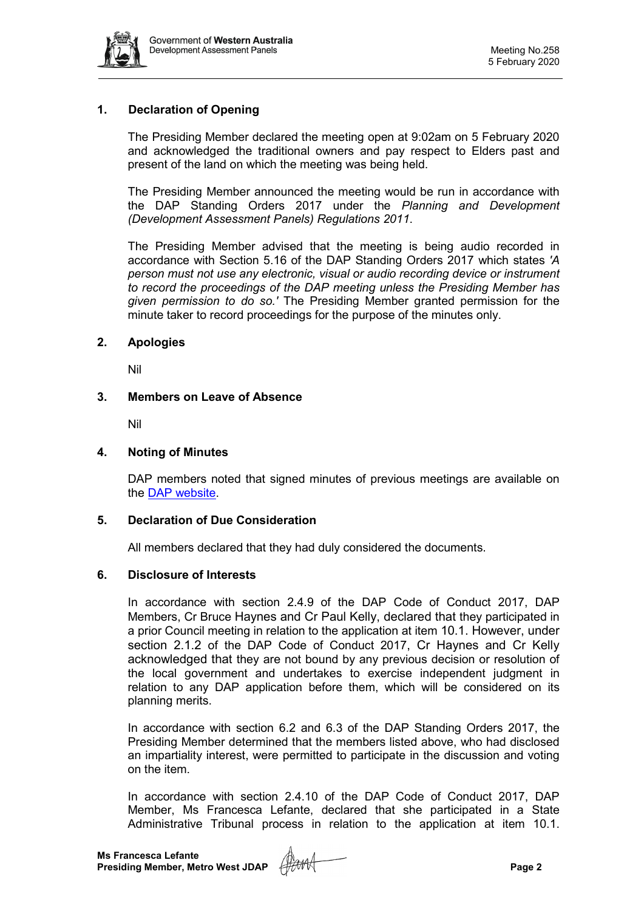## 1. Declaration of Opening

The Presiding Member declared the meeting open at 9:02am on 5 February 2020 and acknowledged the traditional owners and pay respect to Elders past and present of the land on which the meeting was being held.

The Presiding Member announced the meeting would be run in accordance with the DAP Standing Orders 2017 under the *Planning and Development (Development Assessment Panels) Regulations 2011*.

The Presiding Member advised that the meeting is being audio recorded in accordance with Section 5.16 of the DAP Standing Orders 2017 which states *'A person must not use any electronic, visual or audio recording device or instrument to record the proceedings of the DAP meeting unless the Presiding Member has given permission to do so.'* The Presiding Member granted permission for the minute taker to record proceedings for the purpose of the minutes only.

## 2. Apologies

Nil

## 3. Members on Leave of Absence

Nil

## 4. Noting of Minutes

DAP members noted that signed minutes of previous meetings are available on the DAP website.

## 5. Declaration of Due Consideration

All members declared that they had duly considered the documents.

## 6. Disclosure of Interests

In accordance with section 2.4.9 of the DAP Code of Conduct 2017, DAP Members, Cr Bruce Haynes and Cr Paul Kelly, declared that they participated in a prior Council meeting in relation to the application at item 10.1. However, under section 2.1.2 of the DAP Code of Conduct 2017, Cr Haynes and Cr Kelly acknowledged that they are not bound by any previous decision or resolution of the local government and undertakes to exercise independent judgment in relation to any DAP application before them, which will be considered on its planning merits.

In accordance with section 6.2 and 6.3 of the DAP Standing Orders 2017, the Presiding Member determined that the members listed above, who had disclosed an impartiality interest, were permitted to participate in the discussion and voting on the item.

In accordance with section 2.4.10 of the DAP Code of Conduct 2017, DAP Member, Ms Francesca Lefante, declared that she participated in a State Administrative Tribunal process in relation to the application at item 10.1.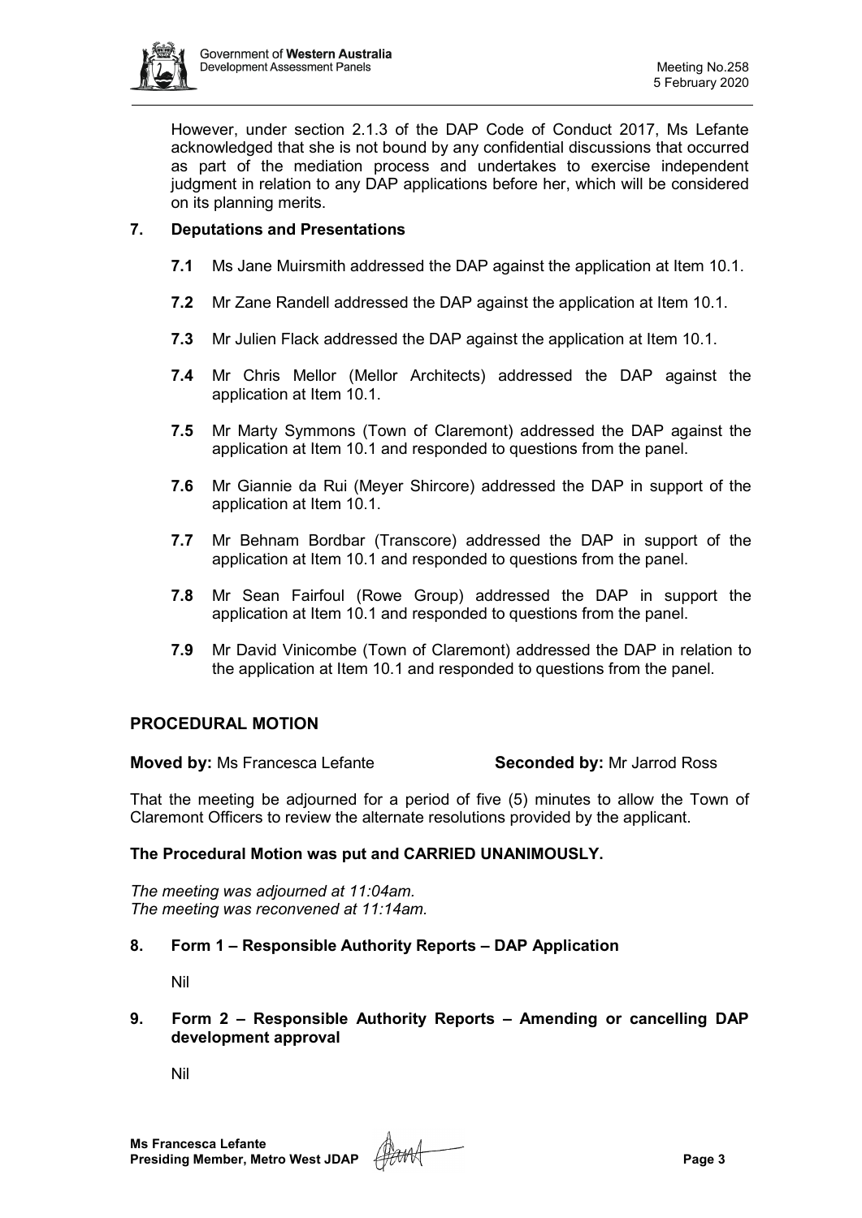However, under section 2.1.3 of the DAP Code of Conduct 2017, Ms Lefante acknowledged that she is not bound by any confidential discussions that occurred as part of the mediation process and undertakes to exercise independent judgment in relation to any DAP applications before her, which will be considered on its planning merits.

## 7. Deputations and Presentations

**7.1** Ms Jane Muirsmith addressed the DAP against the application at Item 10.1.

**7.2** Mr Zane Randell addressed the DAP against the application at Item 10.1.

**7.3** Mr Julien Flack addressed the DAP against the application at Item 10.1.

**7.4** Mr Chris Mellor (Mellor Architects) addressed the DAP against the application at Item 10.1.

**7.5** Mr Marty Symmons (Town of Claremont) addressed the DAP against the application at Item 10.1 and responded to questions from the panel.

**7.6** Mr Giannie da Rui (Meyer Shircore) addressed the DAP in support of the application at Item 10.1.

**7.7** Mr Behnam Bordbar (Transcore) addressed the DAP in support of the application at Item 10.1 and responded to questions from the panel.

**7.8** Mr Sean Fairfoul (Rowe Group) addressed the DAP in support the application at Item 10.1 and responded to questions from the panel.

**7.9** Mr David Vinicombe (Town of Claremont) addressed the DAP in relation to the application at Item 10.1 and responded to questions from the panel.

## PROCEDURAL MOTION

**Moved by:** Ms Francesca Lefante **Seconded by:** Mr Jarrod Ross

That the meeting be adjourned for a period of five (5) minutes to allow the Town of Claremont Officers to review the alternate resolutions provided by the applicant.

**The Procedural Motion was put and CARRIED UNANIMOUSLY.**

*The meeting was adjourned at 11:04am.*
*The meeting was reconvened at 11:14am.*

## 8. Form 1 – Responsible Authority Reports – DAP Application

Nil

## 9. Form 2 – Responsible Authority Reports – Amending or cancelling DAP development approval

Nil

**Ms Francesca Lefante**
**Presiding Member, Metro West JDAP**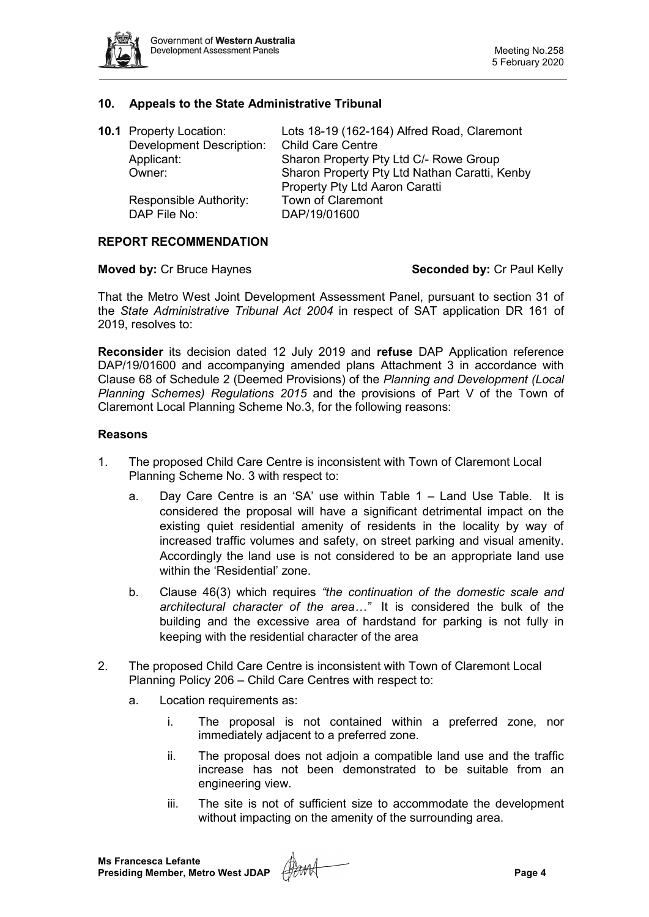## 10. Appeals to the State Administrative Tribunal

**10.1** Property Location: Lots 18-19 (162-164) Alfred Road, Claremont
Development Description: Child Care Centre
Applicant: Sharon Property Pty Ltd C/- Rowe Group
Owner: Sharon Property Pty Ltd Nathan Caratti, Kenby Property Pty Ltd Aaron Caratti
Responsible Authority: Town of Claremont
DAP File No: DAP/19/01600

### REPORT RECOMMENDATION

**Moved by:** Cr Bruce Haynes **Seconded by:** Cr Paul Kelly

That the Metro West Joint Development Assessment Panel, pursuant to section 31 of the *State Administrative Tribunal Act 2004* in respect of SAT application DR 161 of 2019, resolves to:

**Reconsider** its decision dated 12 July 2019 and **refuse** DAP Application reference DAP/19/01600 and accompanying amended plans Attachment 3 in accordance with Clause 68 of Schedule 2 (Deemed Provisions) of the *Planning and Development (Local Planning Schemes) Regulations 2015* and the provisions of Part V of the Town of Claremont Local Planning Scheme No.3, for the following reasons:

### Reasons

1. The proposed Child Care Centre is inconsistent with Town of Claremont Local Planning Scheme No. 3 with respect to:
   a. Day Care Centre is an 'SA' use within Table 1 – Land Use Table. It is considered the proposal will have a significant detrimental impact on the existing quiet residential amenity of residents in the locality by way of increased traffic volumes and safety, on street parking and visual amenity. Accordingly the land use is not considered to be an appropriate land use within the 'Residential' zone.
   b. Clause 46(3) which requires *"the continuation of the domestic scale and architectural character of the area…"* It is considered the bulk of the building and the excessive area of hardstand for parking is not fully in keeping with the residential character of the area
2. The proposed Child Care Centre is inconsistent with Town of Claremont Local Planning Policy 206 – Child Care Centres with respect to:
   a. Location requirements as:
      i. The proposal is not contained within a preferred zone, nor immediately adjacent to a preferred zone.
      ii. The proposal does not adjoin a compatible land use and the traffic increase has not been demonstrated to be suitable from an engineering view.
      iii. The site is not of sufficient size to accommodate the development without impacting on the amenity of the surrounding area.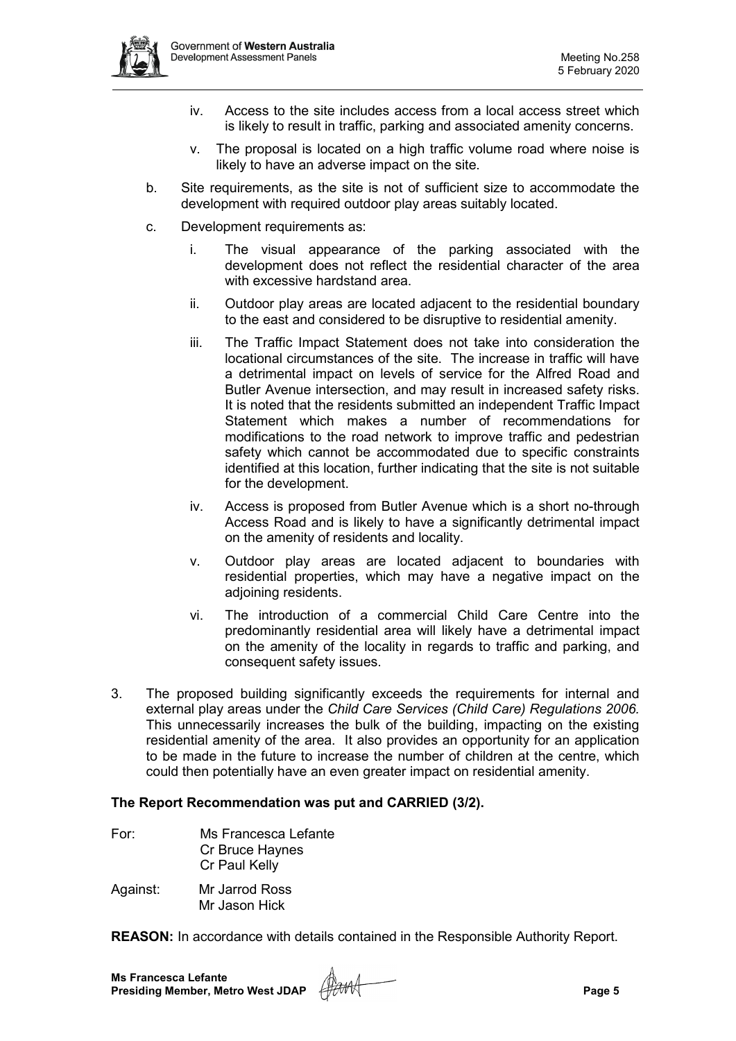iv. Access to the site includes access from a local access street which is likely to result in traffic, parking and associated amenity concerns.

v. The proposal is located on a high traffic volume road where noise is likely to have an adverse impact on the site.

b. Site requirements, as the site is not of sufficient size to accommodate the development with required outdoor play areas suitably located.

c. Development requirements as:

i. The visual appearance of the parking associated with the development does not reflect the residential character of the area with excessive hardstand area.

ii. Outdoor play areas are located adjacent to the residential boundary to the east and considered to be disruptive to residential amenity.

iii. The Traffic Impact Statement does not take into consideration the locational circumstances of the site. The increase in traffic will have a detrimental impact on levels of service for the Alfred Road and Butler Avenue intersection, and may result in increased safety risks. It is noted that the residents submitted an independent Traffic Impact Statement which makes a number of recommendations for modifications to the road network to improve traffic and pedestrian safety which cannot be accommodated due to specific constraints identified at this location, further indicating that the site is not suitable for the development.

iv. Access is proposed from Butler Avenue which is a short no-through Access Road and is likely to have a significantly detrimental impact on the amenity of residents and locality.

v. Outdoor play areas are located adjacent to boundaries with residential properties, which may have a negative impact on the adjoining residents.

vi. The introduction of a commercial Child Care Centre into the predominantly residential area will likely have a detrimental impact on the amenity of the locality in regards to traffic and parking, and consequent safety issues.

3. The proposed building significantly exceeds the requirements for internal and external play areas under the *Child Care Services (Child Care) Regulations 2006.* This unnecessarily increases the bulk of the building, impacting on the existing residential amenity of the area. It also provides an opportunity for an application to be made in the future to increase the number of children at the centre, which could then potentially have an even greater impact on residential amenity.

**The Report Recommendation was put and CARRIED (3/2).**

For: Ms Francesca Lefante
Cr Bruce Haynes
Cr Paul Kelly

Against: Mr Jarrod Ross
Mr Jason Hick

**REASON:** In accordance with details contained in the Responsible Authority Report.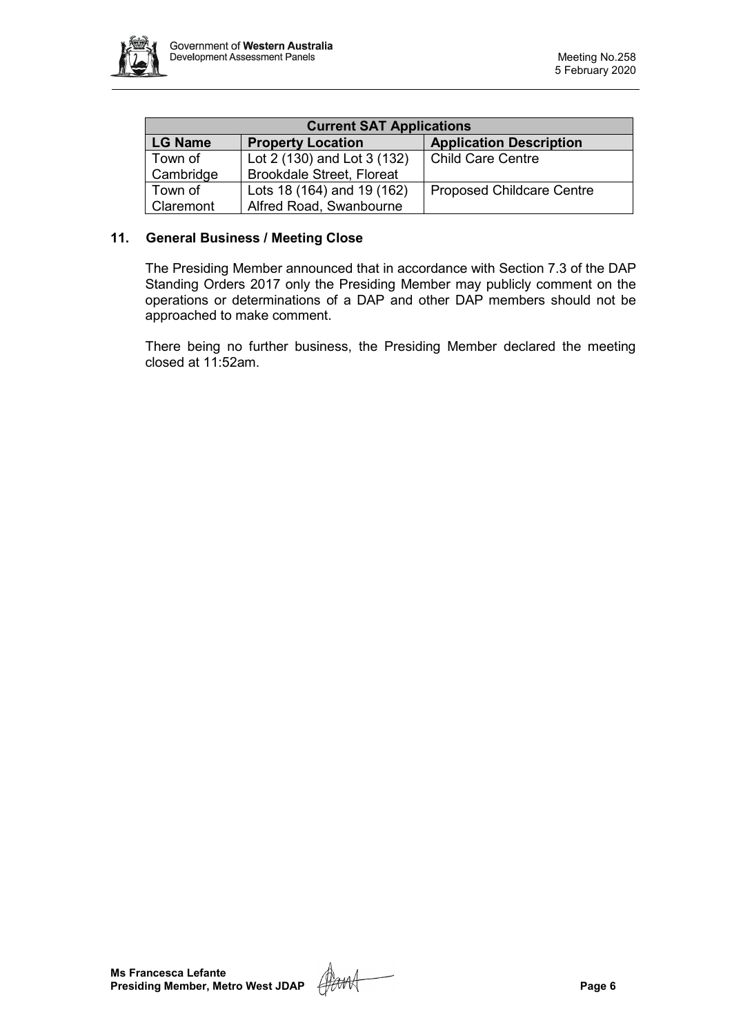| Current SAT Applications | | |
| --- | --- | --- |
| **LG Name** | **Property Location** | **Application Description** |
| Town of Cambridge | Lot 2 (130) and Lot 3 (132) Brookdale Street, Floreat | Child Care Centre |
| Town of Claremont | Lots 18 (164) and 19 (162) Alfred Road, Swanbourne | Proposed Childcare Centre |

## 11. General Business / Meeting Close

The Presiding Member announced that in accordance with Section 7.3 of the DAP Standing Orders 2017 only the Presiding Member may publicly comment on the operations or determinations of a DAP and other DAP members should not be approached to make comment.

There being no further business, the Presiding Member declared the meeting closed at 11:52am.